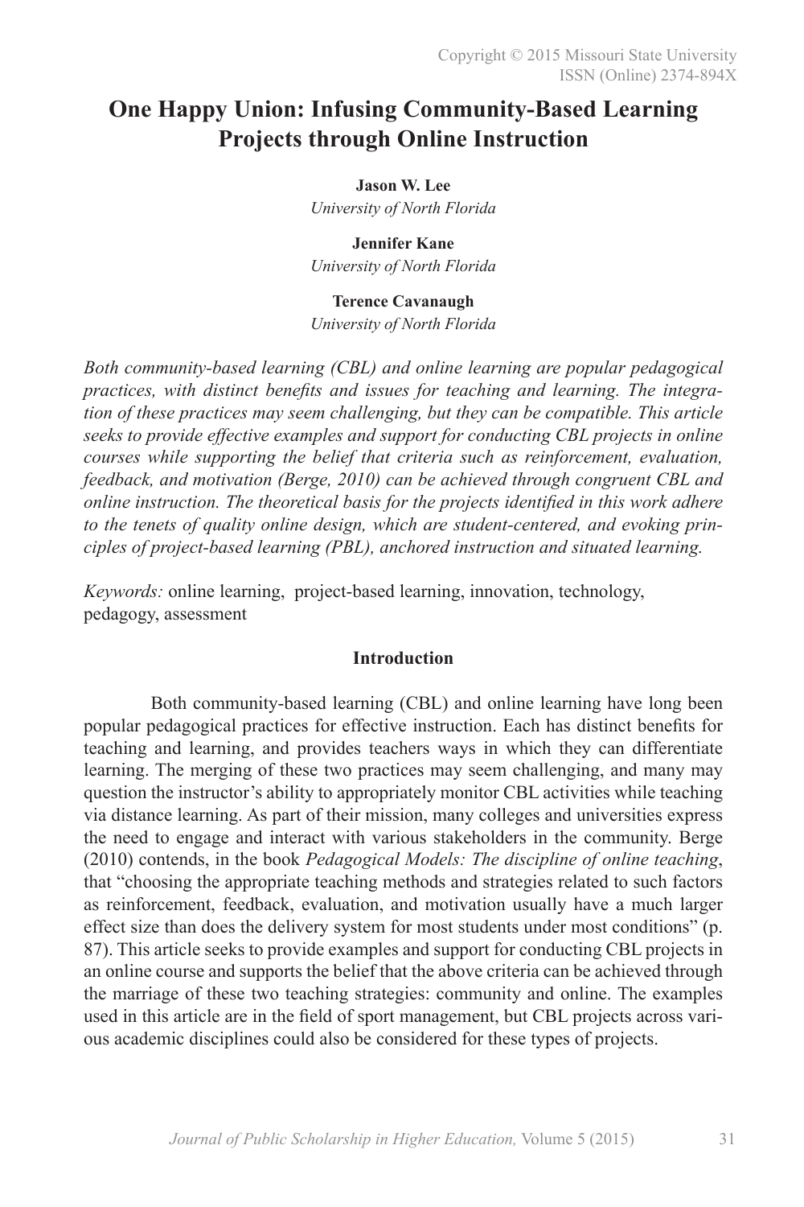Copyright © 2015 Missouri State University
ISSN (Online) 2374-894X

# One Happy Union: Infusing Community-Based Learning Projects through Online Instruction

**Jason W. Lee**
*University of North Florida*

**Jennifer Kane**
*University of North Florida*

**Terence Cavanaugh**
*University of North Florida*

*Both community-based learning (CBL) and online learning are popular pedagogical practices, with distinct benefits and issues for teaching and learning. The integration of these practices may seem challenging, but they can be compatible. This article seeks to provide effective examples and support for conducting CBL projects in online courses while supporting the belief that criteria such as reinforcement, evaluation, feedback, and motivation (Berge, 2010) can be achieved through congruent CBL and online instruction. The theoretical basis for the projects identified in this work adhere to the tenets of quality online design, which are student-centered, and evoking principles of project-based learning (PBL), anchored instruction and situated learning.*

*Keywords:* online learning, project-based learning, innovation, technology, pedagogy, assessment

## Introduction

Both community-based learning (CBL) and online learning have long been popular pedagogical practices for effective instruction. Each has distinct benefits for teaching and learning, and provides teachers ways in which they can differentiate learning. The merging of these two practices may seem challenging, and many may question the instructor's ability to appropriately monitor CBL activities while teaching via distance learning. As part of their mission, many colleges and universities express the need to engage and interact with various stakeholders in the community. Berge (2010) contends, in the book *Pedagogical Models: The discipline of online teaching*, that "choosing the appropriate teaching methods and strategies related to such factors as reinforcement, feedback, evaluation, and motivation usually have a much larger effect size than does the delivery system for most students under most conditions" (p. 87). This article seeks to provide examples and support for conducting CBL projects in an online course and supports the belief that the above criteria can be achieved through the marriage of these two teaching strategies: community and online. The examples used in this article are in the field of sport management, but CBL projects across various academic disciplines could also be considered for these types of projects.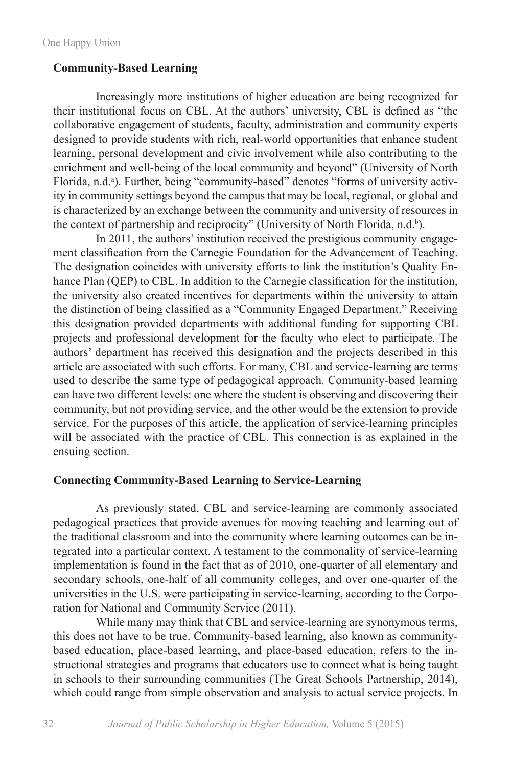## Community-Based Learning

Increasingly more institutions of higher education are being recognized for their institutional focus on CBL. At the authors' university, CBL is defined as "the collaborative engagement of students, faculty, administration and community experts designed to provide students with rich, real-world opportunities that enhance student learning, personal development and civic involvement while also contributing to the enrichment and well-being of the local community and beyond" (University of North Florida, n.d.[a]). Further, being "community-based" denotes "forms of university activity in community settings beyond the campus that may be local, regional, or global and is characterized by an exchange between the community and university of resources in the context of partnership and reciprocity" (University of North Florida, n.d.[b]).

In 2011, the authors' institution received the prestigious community engagement classification from the Carnegie Foundation for the Advancement of Teaching. The designation coincides with university efforts to link the institution's Quality Enhance Plan (QEP) to CBL. In addition to the Carnegie classification for the institution, the university also created incentives for departments within the university to attain the distinction of being classified as a "Community Engaged Department." Receiving this designation provided departments with additional funding for supporting CBL projects and professional development for the faculty who elect to participate. The authors' department has received this designation and the projects described in this article are associated with such efforts. For many, CBL and service-learning are terms used to describe the same type of pedagogical approach. Community-based learning can have two different levels: one where the student is observing and discovering their community, but not providing service, and the other would be the extension to provide service. For the purposes of this article, the application of service-learning principles will be associated with the practice of CBL. This connection is as explained in the ensuing section.

## Connecting Community-Based Learning to Service-Learning

As previously stated, CBL and service-learning are commonly associated pedagogical practices that provide avenues for moving teaching and learning out of the traditional classroom and into the community where learning outcomes can be integrated into a particular context. A testament to the commonality of service-learning implementation is found in the fact that as of 2010, one-quarter of all elementary and secondary schools, one-half of all community colleges, and over one-quarter of the universities in the U.S. were participating in service-learning, according to the Corporation for National and Community Service (2011).

While many may think that CBL and service-learning are synonymous terms, this does not have to be true. Community-based learning, also known as community-based education, place-based learning, and place-based education, refers to the instructional strategies and programs that educators use to connect what is being taught in schools to their surrounding communities (The Great Schools Partnership, 2014), which could range from simple observation and analysis to actual service projects. In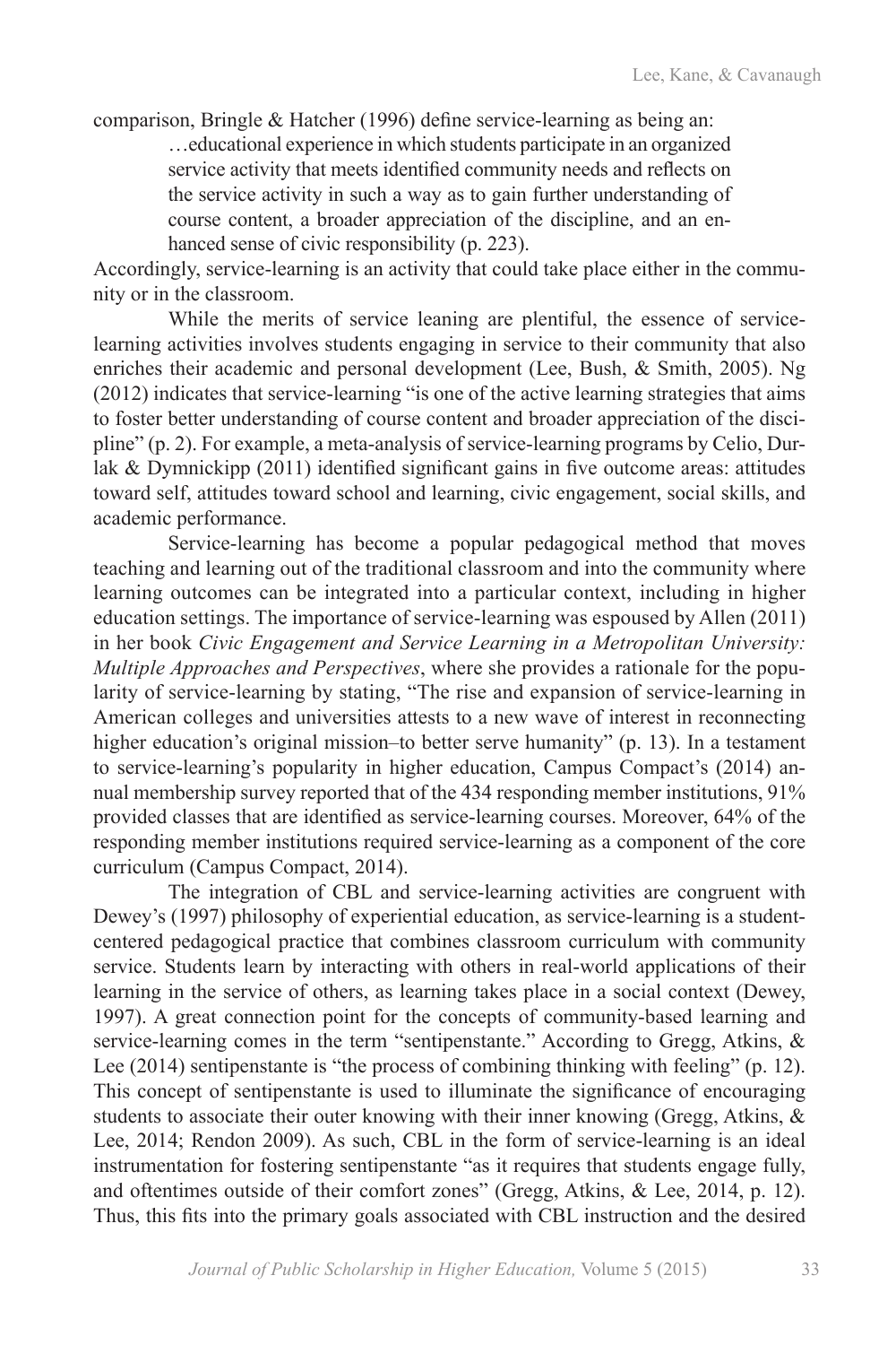comparison, Bringle & Hatcher (1996) define service-learning as being an:

> …educational experience in which students participate in an organized service activity that meets identified community needs and reflects on the service activity in such a way as to gain further understanding of course content, a broader appreciation of the discipline, and an enhanced sense of civic responsibility (p. 223).

Accordingly, service-learning is an activity that could take place either in the community or in the classroom.

While the merits of service leaning are plentiful, the essence of service-learning activities involves students engaging in service to their community that also enriches their academic and personal development (Lee, Bush, & Smith, 2005). Ng (2012) indicates that service-learning "is one of the active learning strategies that aims to foster better understanding of course content and broader appreciation of the discipline" (p. 2). For example, a meta-analysis of service-learning programs by Celio, Durlak & Dymnickipp (2011) identified significant gains in five outcome areas: attitudes toward self, attitudes toward school and learning, civic engagement, social skills, and academic performance.

Service-learning has become a popular pedagogical method that moves teaching and learning out of the traditional classroom and into the community where learning outcomes can be integrated into a particular context, including in higher education settings. The importance of service-learning was espoused by Allen (2011) in her book *Civic Engagement and Service Learning in a Metropolitan University: Multiple Approaches and Perspectives*, where she provides a rationale for the popularity of service-learning by stating, "The rise and expansion of service-learning in American colleges and universities attests to a new wave of interest in reconnecting higher education's original mission–to better serve humanity" (p. 13). In a testament to service-learning's popularity in higher education, Campus Compact's (2014) annual membership survey reported that of the 434 responding member institutions, 91% provided classes that are identified as service-learning courses. Moreover, 64% of the responding member institutions required service-learning as a component of the core curriculum (Campus Compact, 2014).

The integration of CBL and service-learning activities are congruent with Dewey's (1997) philosophy of experiential education, as service-learning is a student-centered pedagogical practice that combines classroom curriculum with community service. Students learn by interacting with others in real-world applications of their learning in the service of others, as learning takes place in a social context (Dewey, 1997). A great connection point for the concepts of community-based learning and service-learning comes in the term "sentipenstante." According to Gregg, Atkins, & Lee (2014) sentipenstante is "the process of combining thinking with feeling" (p. 12). This concept of sentipenstante is used to illuminate the significance of encouraging students to associate their outer knowing with their inner knowing (Gregg, Atkins, & Lee, 2014; Rendon 2009). As such, CBL in the form of service-learning is an ideal instrumentation for fostering sentipenstante "as it requires that students engage fully, and oftentimes outside of their comfort zones" (Gregg, Atkins, & Lee, 2014, p. 12). Thus, this fits into the primary goals associated with CBL instruction and the desired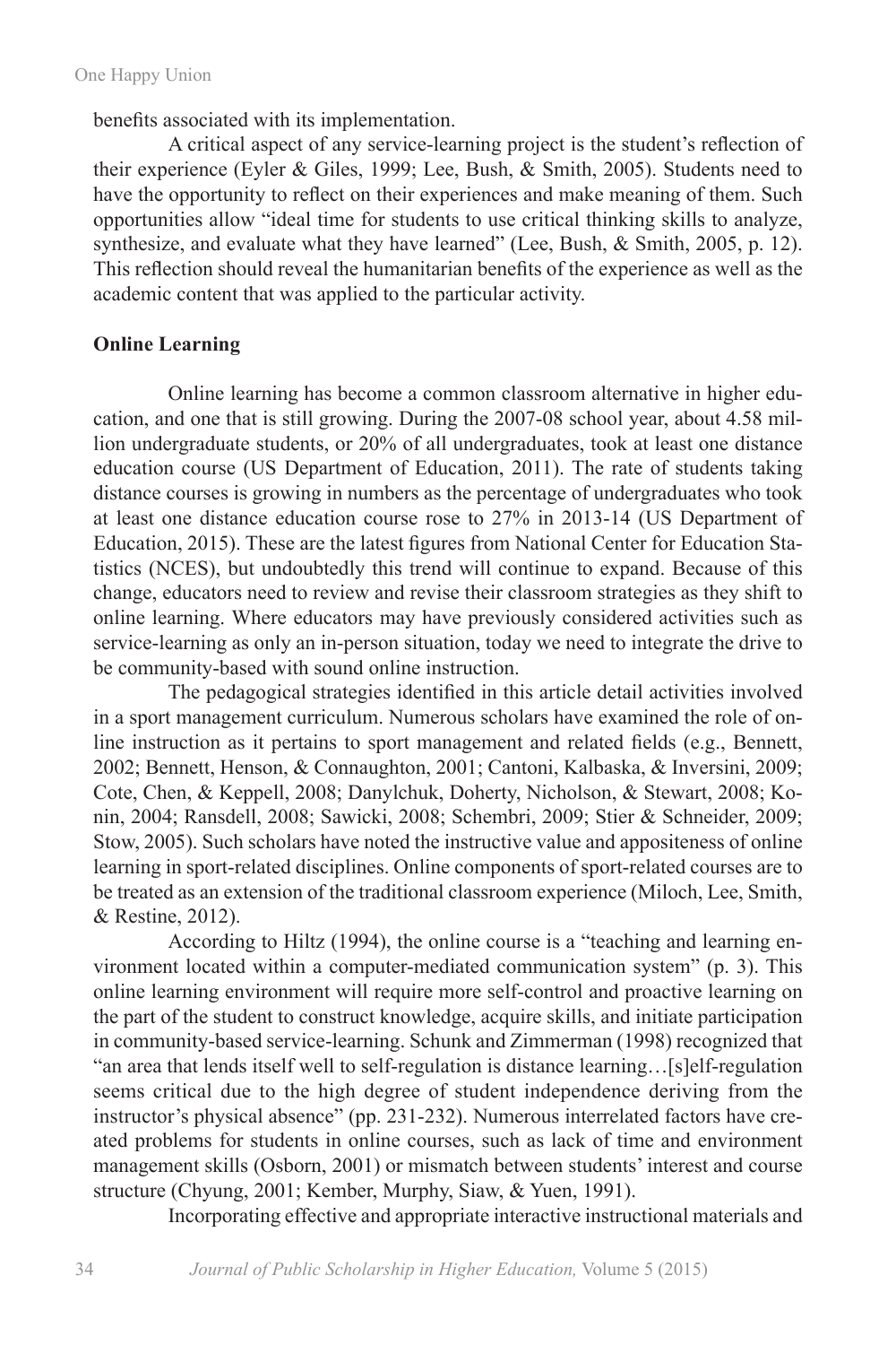benefits associated with its implementation.

A critical aspect of any service-learning project is the student's reflection of their experience (Eyler & Giles, 1999; Lee, Bush, & Smith, 2005). Students need to have the opportunity to reflect on their experiences and make meaning of them. Such opportunities allow "ideal time for students to use critical thinking skills to analyze, synthesize, and evaluate what they have learned" (Lee, Bush, & Smith, 2005, p. 12). This reflection should reveal the humanitarian benefits of the experience as well as the academic content that was applied to the particular activity.

**Online Learning**

Online learning has become a common classroom alternative in higher education, and one that is still growing. During the 2007-08 school year, about 4.58 million undergraduate students, or 20% of all undergraduates, took at least one distance education course (US Department of Education, 2011). The rate of students taking distance courses is growing in numbers as the percentage of undergraduates who took at least one distance education course rose to 27% in 2013-14 (US Department of Education, 2015). These are the latest figures from National Center for Education Statistics (NCES), but undoubtedly this trend will continue to expand. Because of this change, educators need to review and revise their classroom strategies as they shift to online learning. Where educators may have previously considered activities such as service-learning as only an in-person situation, today we need to integrate the drive to be community-based with sound online instruction.

The pedagogical strategies identified in this article detail activities involved in a sport management curriculum. Numerous scholars have examined the role of online instruction as it pertains to sport management and related fields (e.g., Bennett, 2002; Bennett, Henson, & Connaughton, 2001; Cantoni, Kalbaska, & Inversini, 2009; Cote, Chen, & Keppell, 2008; Danylchuk, Doherty, Nicholson, & Stewart, 2008; Konin, 2004; Ransdell, 2008; Sawicki, 2008; Schembri, 2009; Stier & Schneider, 2009; Stow, 2005). Such scholars have noted the instructive value and appositeness of online learning in sport-related disciplines. Online components of sport-related courses are to be treated as an extension of the traditional classroom experience (Miloch, Lee, Smith, & Restine, 2012).

According to Hiltz (1994), the online course is a "teaching and learning environment located within a computer-mediated communication system" (p. 3). This online learning environment will require more self-control and proactive learning on the part of the student to construct knowledge, acquire skills, and initiate participation in community-based service-learning. Schunk and Zimmerman (1998) recognized that "an area that lends itself well to self-regulation is distance learning…[s]elf-regulation seems critical due to the high degree of student independence deriving from the instructor's physical absence" (pp. 231-232). Numerous interrelated factors have created problems for students in online courses, such as lack of time and environment management skills (Osborn, 2001) or mismatch between students' interest and course structure (Chyung, 2001; Kember, Murphy, Siaw, & Yuen, 1991).

Incorporating effective and appropriate interactive instructional materials and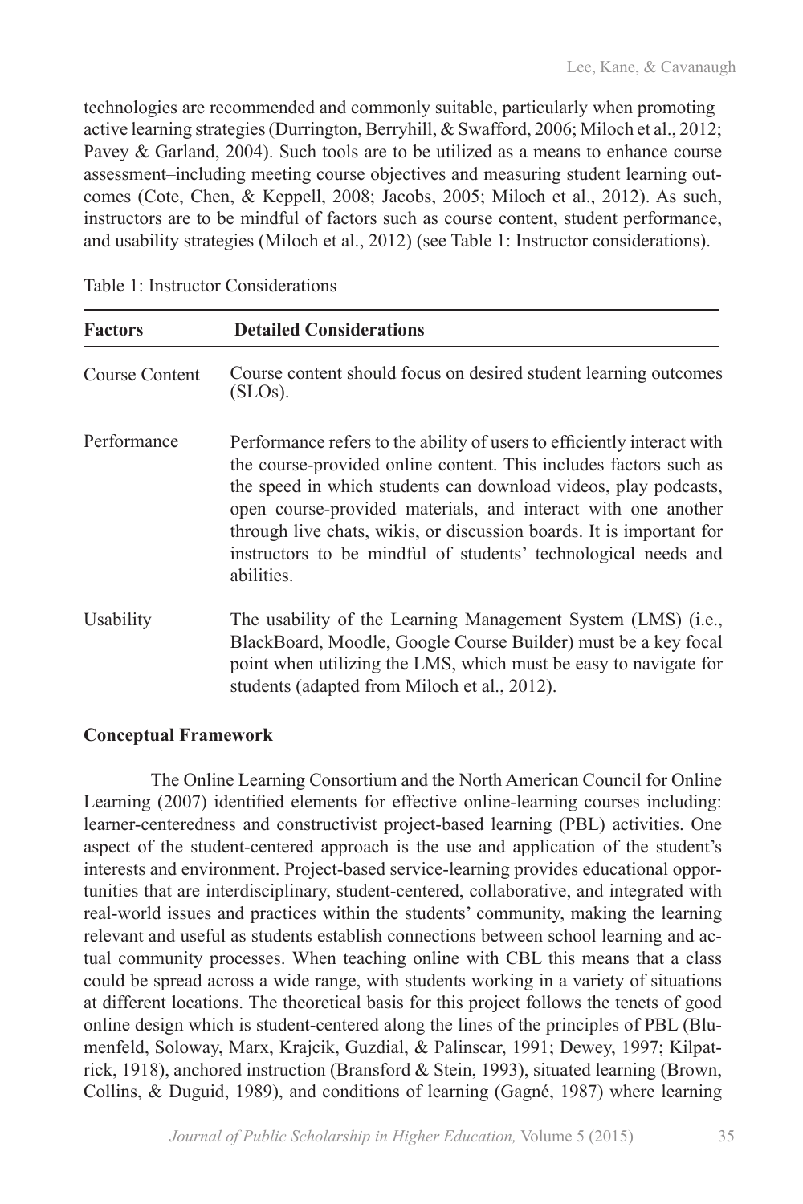technologies are recommended and commonly suitable, particularly when promoting active learning strategies (Durrington, Berryhill, & Swafford, 2006; Miloch et al., 2012; Pavey & Garland, 2004). Such tools are to be utilized as a means to enhance course assessment–including meeting course objectives and measuring student learning outcomes (Cote, Chen, & Keppell, 2008; Jacobs, 2005; Miloch et al., 2012). As such, instructors are to be mindful of factors such as course content, student performance, and usability strategies (Miloch et al., 2012) (see Table 1: Instructor considerations).

Table 1: Instructor Considerations

| Factors | Detailed Considerations |
|---|---|
| Course Content | Course content should focus on desired student learning outcomes (SLOs). |
| Performance | Performance refers to the ability of users to efficiently interact with the course-provided online content. This includes factors such as the speed in which students can download videos, play podcasts, open course-provided materials, and interact with one another through live chats, wikis, or discussion boards. It is important for instructors to be mindful of students' technological needs and abilities. |
| Usability | The usability of the Learning Management System (LMS) (i.e., BlackBoard, Moodle, Google Course Builder) must be a key focal point when utilizing the LMS, which must be easy to navigate for students (adapted from Miloch et al., 2012). |

**Conceptual Framework**

The Online Learning Consortium and the North American Council for Online Learning (2007) identified elements for effective online-learning courses including: learner-centeredness and constructivist project-based learning (PBL) activities. One aspect of the student-centered approach is the use and application of the student's interests and environment. Project-based service-learning provides educational opportunities that are interdisciplinary, student-centered, collaborative, and integrated with real-world issues and practices within the students' community, making the learning relevant and useful as students establish connections between school learning and actual community processes. When teaching online with CBL this means that a class could be spread across a wide range, with students working in a variety of situations at different locations. The theoretical basis for this project follows the tenets of good online design which is student-centered along the lines of the principles of PBL (Blumenfeld, Soloway, Marx, Krajcik, Guzdial, & Palinscar, 1991; Dewey, 1997; Kilpatrick, 1918), anchored instruction (Bransford & Stein, 1993), situated learning (Brown, Collins, & Duguid, 1989), and conditions of learning (Gagné, 1987) where learning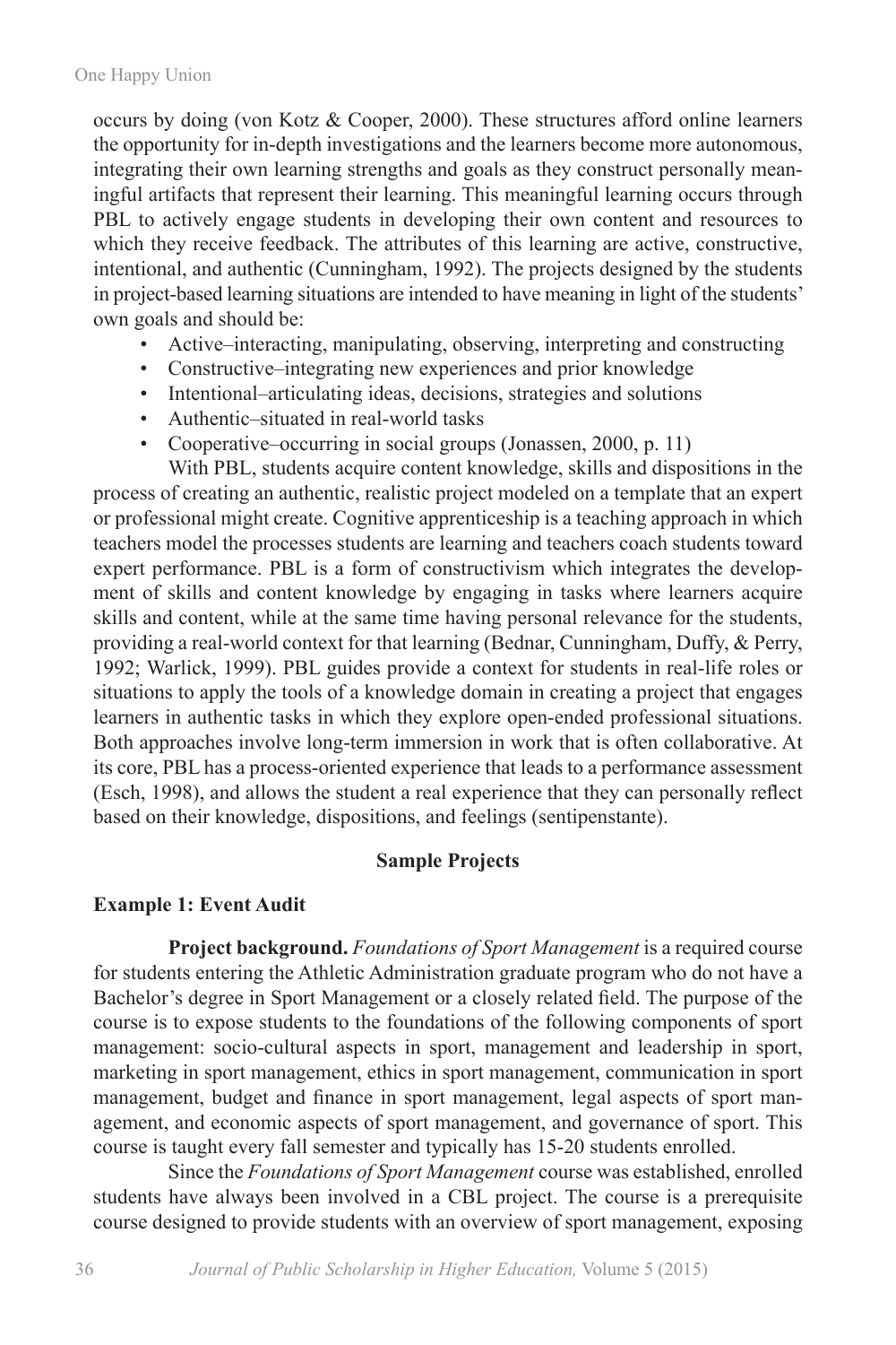occurs by doing (von Kotz & Cooper, 2000). These structures afford online learners the opportunity for in-depth investigations and the learners become more autonomous, integrating their own learning strengths and goals as they construct personally meaningful artifacts that represent their learning. This meaningful learning occurs through PBL to actively engage students in developing their own content and resources to which they receive feedback. The attributes of this learning are active, constructive, intentional, and authentic (Cunningham, 1992). The projects designed by the students in project-based learning situations are intended to have meaning in light of the students' own goals and should be:

- Active–interacting, manipulating, observing, interpreting and constructing
- Constructive–integrating new experiences and prior knowledge
- Intentional–articulating ideas, decisions, strategies and solutions
- Authentic–situated in real-world tasks
- Cooperative–occurring in social groups (Jonassen, 2000, p. 11)

With PBL, students acquire content knowledge, skills and dispositions in the process of creating an authentic, realistic project modeled on a template that an expert or professional might create. Cognitive apprenticeship is a teaching approach in which teachers model the processes students are learning and teachers coach students toward expert performance. PBL is a form of constructivism which integrates the development of skills and content knowledge by engaging in tasks where learners acquire skills and content, while at the same time having personal relevance for the students, providing a real-world context for that learning (Bednar, Cunningham, Duffy, & Perry, 1992; Warlick, 1999). PBL guides provide a context for students in real-life roles or situations to apply the tools of a knowledge domain in creating a project that engages learners in authentic tasks in which they explore open-ended professional situations. Both approaches involve long-term immersion in work that is often collaborative. At its core, PBL has a process-oriented experience that leads to a performance assessment (Esch, 1998), and allows the student a real experience that they can personally reflect based on their knowledge, dispositions, and feelings (sentipenstante).

## Sample Projects

### Example 1: Event Audit

**Project background.** *Foundations of Sport Management* is a required course for students entering the Athletic Administration graduate program who do not have a Bachelor's degree in Sport Management or a closely related field. The purpose of the course is to expose students to the foundations of the following components of sport management: socio-cultural aspects in sport, management and leadership in sport, marketing in sport management, ethics in sport management, communication in sport management, budget and finance in sport management, legal aspects of sport management, and economic aspects of sport management, and governance of sport. This course is taught every fall semester and typically has 15-20 students enrolled.

Since the *Foundations of Sport Management* course was established, enrolled students have always been involved in a CBL project. The course is a prerequisite course designed to provide students with an overview of sport management, exposing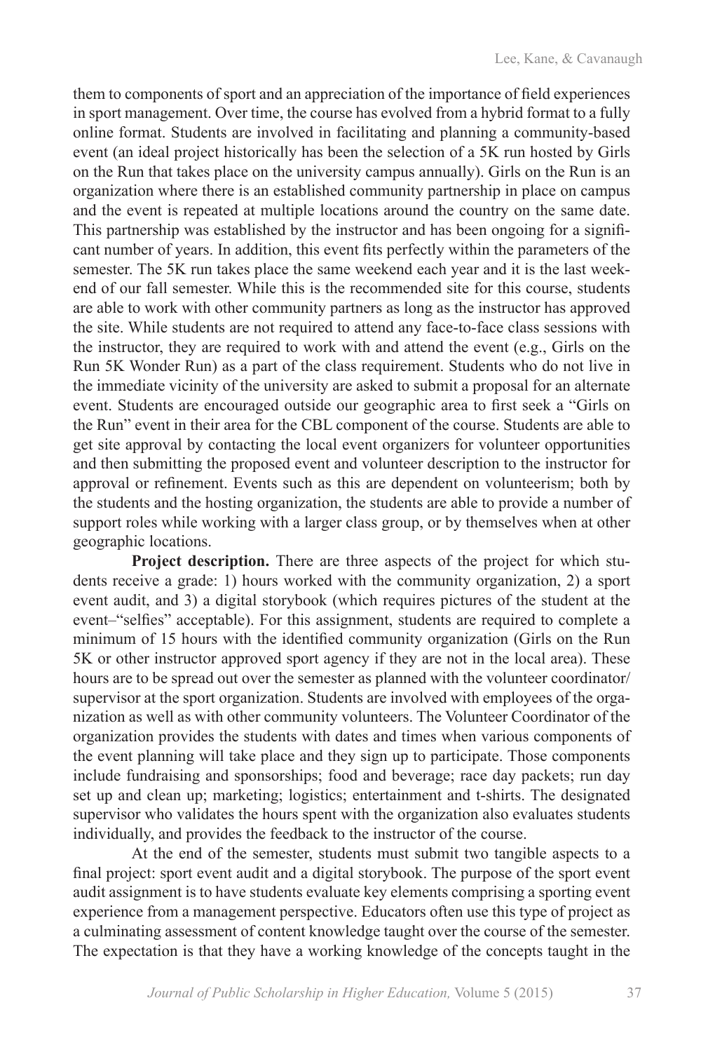them to components of sport and an appreciation of the importance of field experiences in sport management. Over time, the course has evolved from a hybrid format to a fully online format. Students are involved in facilitating and planning a community-based event (an ideal project historically has been the selection of a 5K run hosted by Girls on the Run that takes place on the university campus annually). Girls on the Run is an organization where there is an established community partnership in place on campus and the event is repeated at multiple locations around the country on the same date. This partnership was established by the instructor and has been ongoing for a significant number of years. In addition, this event fits perfectly within the parameters of the semester. The 5K run takes place the same weekend each year and it is the last weekend of our fall semester. While this is the recommended site for this course, students are able to work with other community partners as long as the instructor has approved the site. While students are not required to attend any face-to-face class sessions with the instructor, they are required to work with and attend the event (e.g., Girls on the Run 5K Wonder Run) as a part of the class requirement. Students who do not live in the immediate vicinity of the university are asked to submit a proposal for an alternate event. Students are encouraged outside our geographic area to first seek a "Girls on the Run" event in their area for the CBL component of the course. Students are able to get site approval by contacting the local event organizers for volunteer opportunities and then submitting the proposed event and volunteer description to the instructor for approval or refinement. Events such as this are dependent on volunteerism; both by the students and the hosting organization, the students are able to provide a number of support roles while working with a larger class group, or by themselves when at other geographic locations.

**Project description.** There are three aspects of the project for which students receive a grade: 1) hours worked with the community organization, 2) a sport event audit, and 3) a digital storybook (which requires pictures of the student at the event–"selfies" acceptable). For this assignment, students are required to complete a minimum of 15 hours with the identified community organization (Girls on the Run 5K or other instructor approved sport agency if they are not in the local area). These hours are to be spread out over the semester as planned with the volunteer coordinator/supervisor at the sport organization. Students are involved with employees of the organization as well as with other community volunteers. The Volunteer Coordinator of the organization provides the students with dates and times when various components of the event planning will take place and they sign up to participate. Those components include fundraising and sponsorships; food and beverage; race day packets; run day set up and clean up; marketing; logistics; entertainment and t-shirts. The designated supervisor who validates the hours spent with the organization also evaluates students individually, and provides the feedback to the instructor of the course.

At the end of the semester, students must submit two tangible aspects to a final project: sport event audit and a digital storybook. The purpose of the sport event audit assignment is to have students evaluate key elements comprising a sporting event experience from a management perspective. Educators often use this type of project as a culminating assessment of content knowledge taught over the course of the semester. The expectation is that they have a working knowledge of the concepts taught in the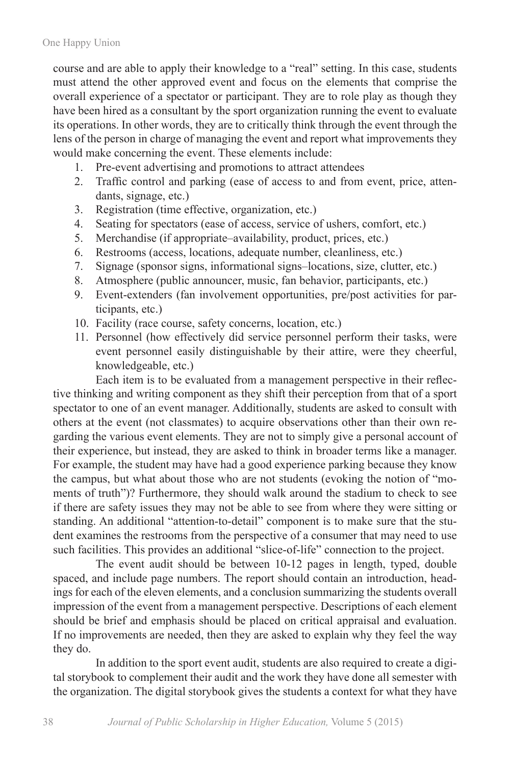course and are able to apply their knowledge to a "real" setting. In this case, students must attend the other approved event and focus on the elements that comprise the overall experience of a spectator or participant. They are to role play as though they have been hired as a consultant by the sport organization running the event to evaluate its operations. In other words, they are to critically think through the event through the lens of the person in charge of managing the event and report what improvements they would make concerning the event. These elements include:

1. Pre-event advertising and promotions to attract attendees
2. Traffic control and parking (ease of access to and from event, price, attendants, signage, etc.)
3. Registration (time effective, organization, etc.)
4. Seating for spectators (ease of access, service of ushers, comfort, etc.)
5. Merchandise (if appropriate–availability, product, prices, etc.)
6. Restrooms (access, locations, adequate number, cleanliness, etc.)
7. Signage (sponsor signs, informational signs–locations, size, clutter, etc.)
8. Atmosphere (public announcer, music, fan behavior, participants, etc.)
9. Event-extenders (fan involvement opportunities, pre/post activities for participants, etc.)
10. Facility (race course, safety concerns, location, etc.)
11. Personnel (how effectively did service personnel perform their tasks, were event personnel easily distinguishable by their attire, were they cheerful, knowledgeable, etc.)

Each item is to be evaluated from a management perspective in their reflective thinking and writing component as they shift their perception from that of a sport spectator to one of an event manager. Additionally, students are asked to consult with others at the event (not classmates) to acquire observations other than their own regarding the various event elements. They are not to simply give a personal account of their experience, but instead, they are asked to think in broader terms like a manager. For example, the student may have had a good experience parking because they know the campus, but what about those who are not students (evoking the notion of "moments of truth")? Furthermore, they should walk around the stadium to check to see if there are safety issues they may not be able to see from where they were sitting or standing. An additional "attention-to-detail" component is to make sure that the student examines the restrooms from the perspective of a consumer that may need to use such facilities. This provides an additional "slice-of-life" connection to the project.

The event audit should be between 10-12 pages in length, typed, double spaced, and include page numbers. The report should contain an introduction, headings for each of the eleven elements, and a conclusion summarizing the students overall impression of the event from a management perspective. Descriptions of each element should be brief and emphasis should be placed on critical appraisal and evaluation. If no improvements are needed, then they are asked to explain why they feel the way they do.

In addition to the sport event audit, students are also required to create a digital storybook to complement their audit and the work they have done all semester with the organization. The digital storybook gives the students a context for what they have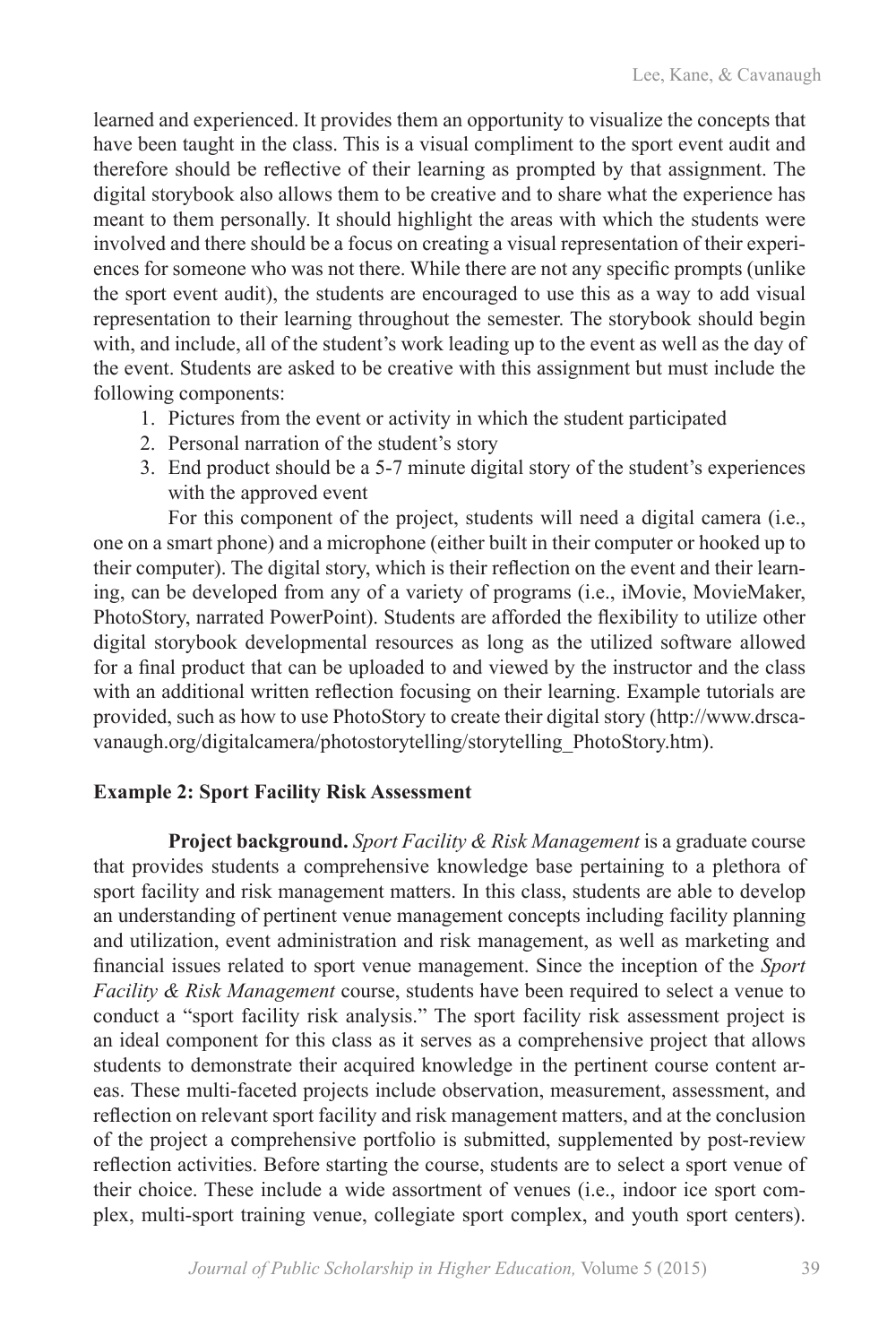learned and experienced. It provides them an opportunity to visualize the concepts that have been taught in the class. This is a visual compliment to the sport event audit and therefore should be reflective of their learning as prompted by that assignment. The digital storybook also allows them to be creative and to share what the experience has meant to them personally. It should highlight the areas with which the students were involved and there should be a focus on creating a visual representation of their experiences for someone who was not there. While there are not any specific prompts (unlike the sport event audit), the students are encouraged to use this as a way to add visual representation to their learning throughout the semester. The storybook should begin with, and include, all of the student's work leading up to the event as well as the day of the event. Students are asked to be creative with this assignment but must include the following components:

1. Pictures from the event or activity in which the student participated
2. Personal narration of the student's story
3. End product should be a 5-7 minute digital story of the student's experiences with the approved event

For this component of the project, students will need a digital camera (i.e., one on a smart phone) and a microphone (either built in their computer or hooked up to their computer). The digital story, which is their reflection on the event and their learning, can be developed from any of a variety of programs (i.e., iMovie, MovieMaker, PhotoStory, narrated PowerPoint). Students are afforded the flexibility to utilize other digital storybook developmental resources as long as the utilized software allowed for a final product that can be uploaded to and viewed by the instructor and the class with an additional written reflection focusing on their learning. Example tutorials are provided, such as how to use PhotoStory to create their digital story (http://www.drscavanaugh.org/digitalcamera/photostorytelling/storytelling_PhotoStory.htm).

### Example 2: Sport Facility Risk Assessment

**Project background.** *Sport Facility & Risk Management* is a graduate course that provides students a comprehensive knowledge base pertaining to a plethora of sport facility and risk management matters. In this class, students are able to develop an understanding of pertinent venue management concepts including facility planning and utilization, event administration and risk management, as well as marketing and financial issues related to sport venue management. Since the inception of the *Sport Facility & Risk Management* course, students have been required to select a venue to conduct a "sport facility risk analysis." The sport facility risk assessment project is an ideal component for this class as it serves as a comprehensive project that allows students to demonstrate their acquired knowledge in the pertinent course content areas. These multi-faceted projects include observation, measurement, assessment, and reflection on relevant sport facility and risk management matters, and at the conclusion of the project a comprehensive portfolio is submitted, supplemented by post-review reflection activities. Before starting the course, students are to select a sport venue of their choice. These include a wide assortment of venues (i.e., indoor ice sport complex, multi-sport training venue, collegiate sport complex, and youth sport centers).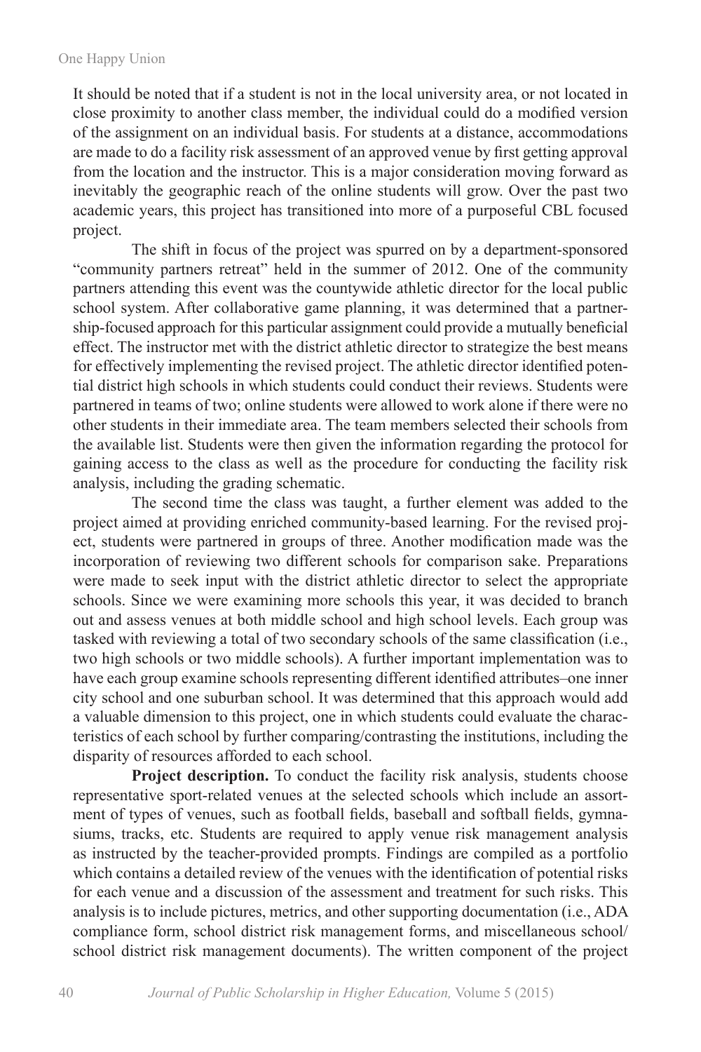It should be noted that if a student is not in the local university area, or not located in close proximity to another class member, the individual could do a modified version of the assignment on an individual basis. For students at a distance, accommodations are made to do a facility risk assessment of an approved venue by first getting approval from the location and the instructor. This is a major consideration moving forward as inevitably the geographic reach of the online students will grow. Over the past two academic years, this project has transitioned into more of a purposeful CBL focused project.

The shift in focus of the project was spurred on by a department-sponsored "community partners retreat" held in the summer of 2012. One of the community partners attending this event was the countywide athletic director for the local public school system. After collaborative game planning, it was determined that a partnership-focused approach for this particular assignment could provide a mutually beneficial effect. The instructor met with the district athletic director to strategize the best means for effectively implementing the revised project. The athletic director identified potential district high schools in which students could conduct their reviews. Students were partnered in teams of two; online students were allowed to work alone if there were no other students in their immediate area. The team members selected their schools from the available list. Students were then given the information regarding the protocol for gaining access to the class as well as the procedure for conducting the facility risk analysis, including the grading schematic.

The second time the class was taught, a further element was added to the project aimed at providing enriched community-based learning. For the revised project, students were partnered in groups of three. Another modification made was the incorporation of reviewing two different schools for comparison sake. Preparations were made to seek input with the district athletic director to select the appropriate schools. Since we were examining more schools this year, it was decided to branch out and assess venues at both middle school and high school levels. Each group was tasked with reviewing a total of two secondary schools of the same classification (i.e., two high schools or two middle schools). A further important implementation was to have each group examine schools representing different identified attributes–one inner city school and one suburban school. It was determined that this approach would add a valuable dimension to this project, one in which students could evaluate the characteristics of each school by further comparing/contrasting the institutions, including the disparity of resources afforded to each school.

**Project description.** To conduct the facility risk analysis, students choose representative sport-related venues at the selected schools which include an assortment of types of venues, such as football fields, baseball and softball fields, gymnasiums, tracks, etc. Students are required to apply venue risk management analysis as instructed by the teacher-provided prompts. Findings are compiled as a portfolio which contains a detailed review of the venues with the identification of potential risks for each venue and a discussion of the assessment and treatment for such risks. This analysis is to include pictures, metrics, and other supporting documentation (i.e., ADA compliance form, school district risk management forms, and miscellaneous school/school district risk management documents). The written component of the project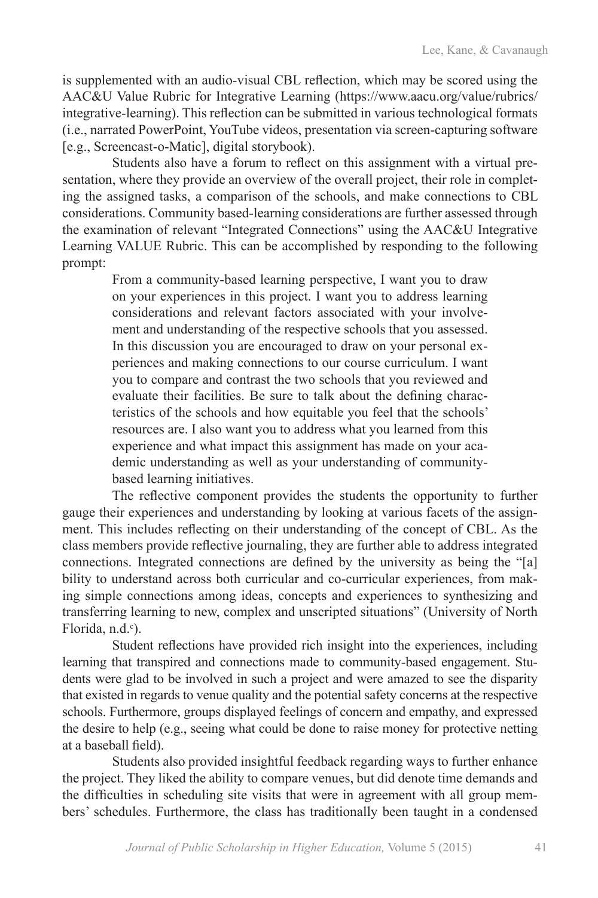is supplemented with an audio-visual CBL reflection, which may be scored using the AAC&U Value Rubric for Integrative Learning (https://www.aacu.org/value/rubrics/integrative-learning). This reflection can be submitted in various technological formats (i.e., narrated PowerPoint, YouTube videos, presentation via screen-capturing software [e.g., Screencast-o-Matic], digital storybook).

Students also have a forum to reflect on this assignment with a virtual presentation, where they provide an overview of the overall project, their role in completing the assigned tasks, a comparison of the schools, and make connections to CBL considerations. Community based-learning considerations are further assessed through the examination of relevant "Integrated Connections" using the AAC&U Integrative Learning VALUE Rubric. This can be accomplished by responding to the following prompt:

> From a community-based learning perspective, I want you to draw on your experiences in this project. I want you to address learning considerations and relevant factors associated with your involvement and understanding of the respective schools that you assessed. In this discussion you are encouraged to draw on your personal experiences and making connections to our course curriculum. I want you to compare and contrast the two schools that you reviewed and evaluate their facilities. Be sure to talk about the defining characteristics of the schools and how equitable you feel that the schools' resources are. I also want you to address what you learned from this experience and what impact this assignment has made on your academic understanding as well as your understanding of community-based learning initiatives.

The reflective component provides the students the opportunity to further gauge their experiences and understanding by looking at various facets of the assignment. This includes reflecting on their understanding of the concept of CBL. As the class members provide reflective journaling, they are further able to address integrated connections. Integrated connections are defined by the university as being the "[a]bility to understand across both curricular and co-curricular experiences, from making simple connections among ideas, concepts and experiences to synthesizing and transferring learning to new, complex and unscripted situations" (University of North Florida, n.d.[c]).

Student reflections have provided rich insight into the experiences, including learning that transpired and connections made to community-based engagement. Students were glad to be involved in such a project and were amazed to see the disparity that existed in regards to venue quality and the potential safety concerns at the respective schools. Furthermore, groups displayed feelings of concern and empathy, and expressed the desire to help (e.g., seeing what could be done to raise money for protective netting at a baseball field).

Students also provided insightful feedback regarding ways to further enhance the project. They liked the ability to compare venues, but did denote time demands and the difficulties in scheduling site visits that were in agreement with all group members' schedules. Furthermore, the class has traditionally been taught in a condensed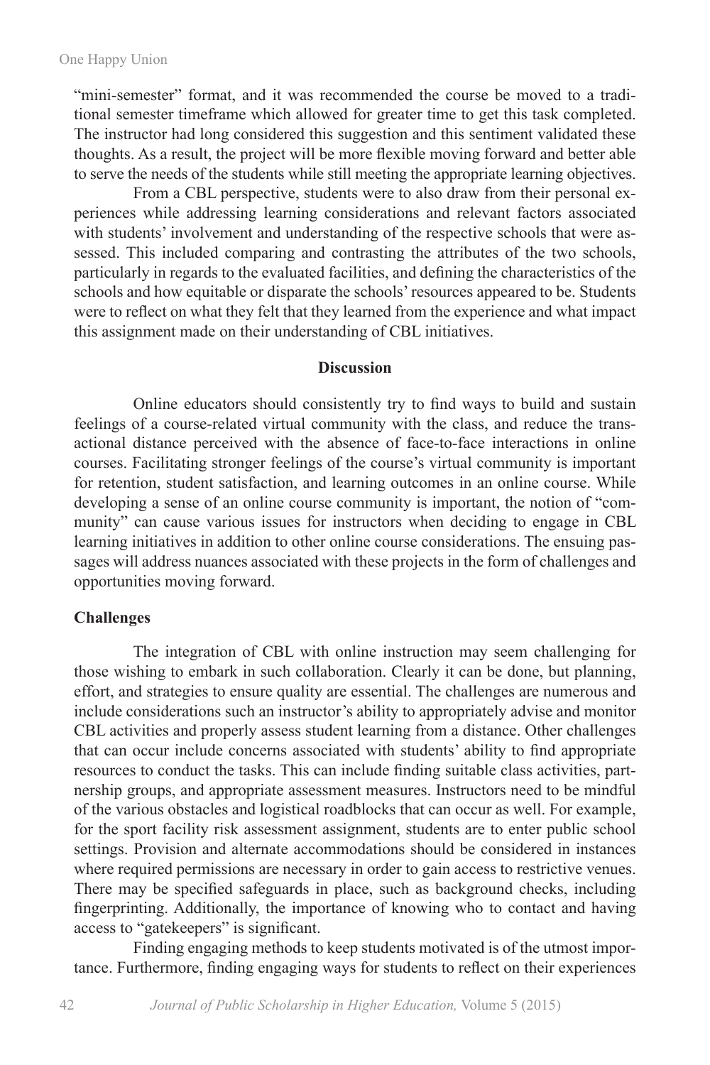"mini-semester" format, and it was recommended the course be moved to a traditional semester timeframe which allowed for greater time to get this task completed. The instructor had long considered this suggestion and this sentiment validated these thoughts. As a result, the project will be more flexible moving forward and better able to serve the needs of the students while still meeting the appropriate learning objectives.

From a CBL perspective, students were to also draw from their personal experiences while addressing learning considerations and relevant factors associated with students' involvement and understanding of the respective schools that were assessed. This included comparing and contrasting the attributes of the two schools, particularly in regards to the evaluated facilities, and defining the characteristics of the schools and how equitable or disparate the schools' resources appeared to be. Students were to reflect on what they felt that they learned from the experience and what impact this assignment made on their understanding of CBL initiatives.

## Discussion

Online educators should consistently try to find ways to build and sustain feelings of a course-related virtual community with the class, and reduce the transactional distance perceived with the absence of face-to-face interactions in online courses. Facilitating stronger feelings of the course's virtual community is important for retention, student satisfaction, and learning outcomes in an online course. While developing a sense of an online course community is important, the notion of "community" can cause various issues for instructors when deciding to engage in CBL learning initiatives in addition to other online course considerations. The ensuing passages will address nuances associated with these projects in the form of challenges and opportunities moving forward.

### Challenges

The integration of CBL with online instruction may seem challenging for those wishing to embark in such collaboration. Clearly it can be done, but planning, effort, and strategies to ensure quality are essential. The challenges are numerous and include considerations such an instructor's ability to appropriately advise and monitor CBL activities and properly assess student learning from a distance. Other challenges that can occur include concerns associated with students' ability to find appropriate resources to conduct the tasks. This can include finding suitable class activities, partnership groups, and appropriate assessment measures. Instructors need to be mindful of the various obstacles and logistical roadblocks that can occur as well. For example, for the sport facility risk assessment assignment, students are to enter public school settings. Provision and alternate accommodations should be considered in instances where required permissions are necessary in order to gain access to restrictive venues. There may be specified safeguards in place, such as background checks, including fingerprinting. Additionally, the importance of knowing who to contact and having access to "gatekeepers" is significant.

Finding engaging methods to keep students motivated is of the utmost importance. Furthermore, finding engaging ways for students to reflect on their experiences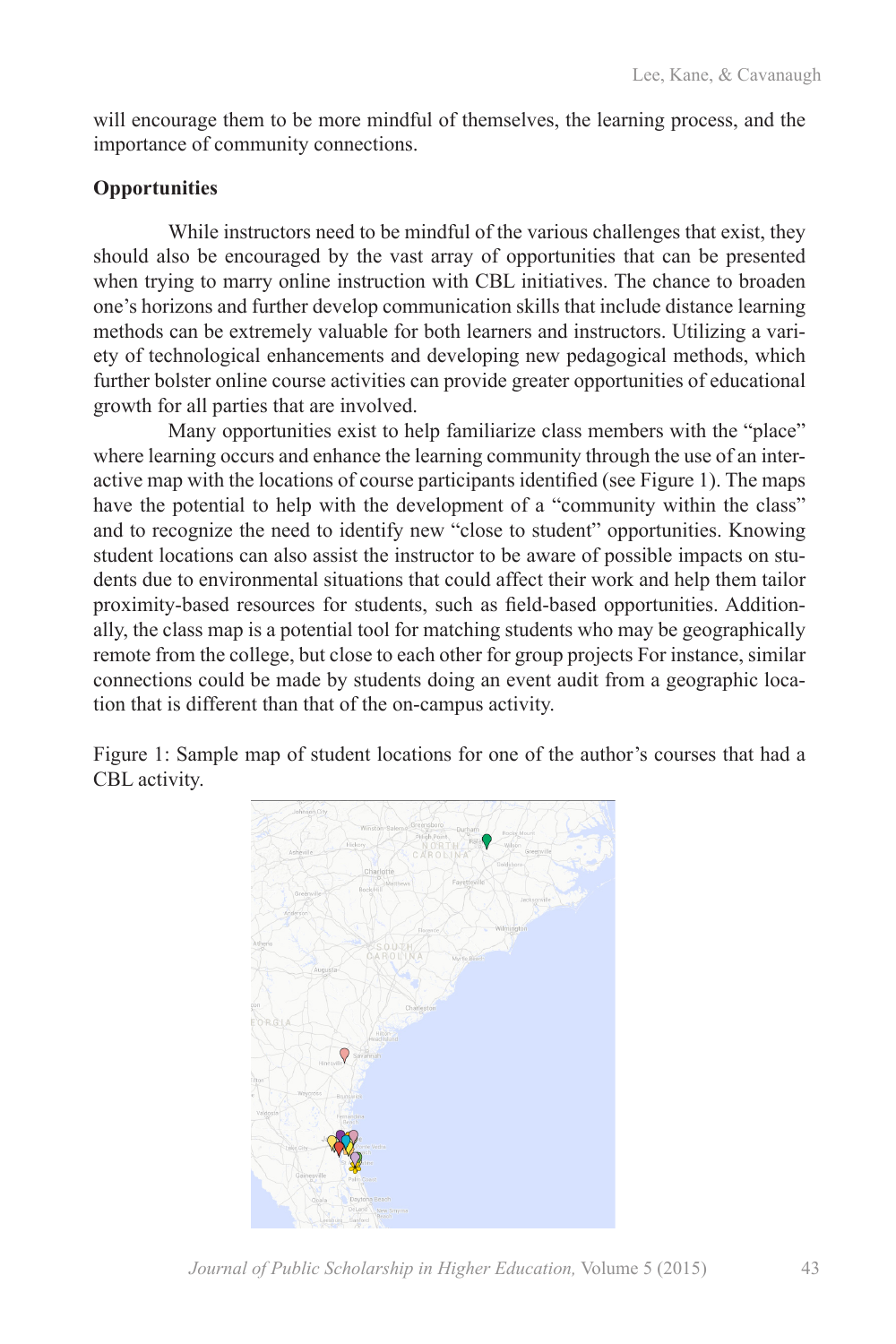will encourage them to be more mindful of themselves, the learning process, and the importance of community connections.

**Opportunities**

While instructors need to be mindful of the various challenges that exist, they should also be encouraged by the vast array of opportunities that can be presented when trying to marry online instruction with CBL initiatives. The chance to broaden one's horizons and further develop communication skills that include distance learning methods can be extremely valuable for both learners and instructors. Utilizing a variety of technological enhancements and developing new pedagogical methods, which further bolster online course activities can provide greater opportunities of educational growth for all parties that are involved.

Many opportunities exist to help familiarize class members with the "place" where learning occurs and enhance the learning community through the use of an interactive map with the locations of course participants identified (see Figure 1). The maps have the potential to help with the development of a "community within the class" and to recognize the need to identify new "close to student" opportunities. Knowing student locations can also assist the instructor to be aware of possible impacts on students due to environmental situations that could affect their work and help them tailor proximity-based resources for students, such as field-based opportunities. Additionally, the class map is a potential tool for matching students who may be geographically remote from the college, but close to each other for group projects For instance, similar connections could be made by students doing an event audit from a geographic location that is different than that of the on-campus activity.

Figure 1: Sample map of student locations for one of the author's courses that had a CBL activity.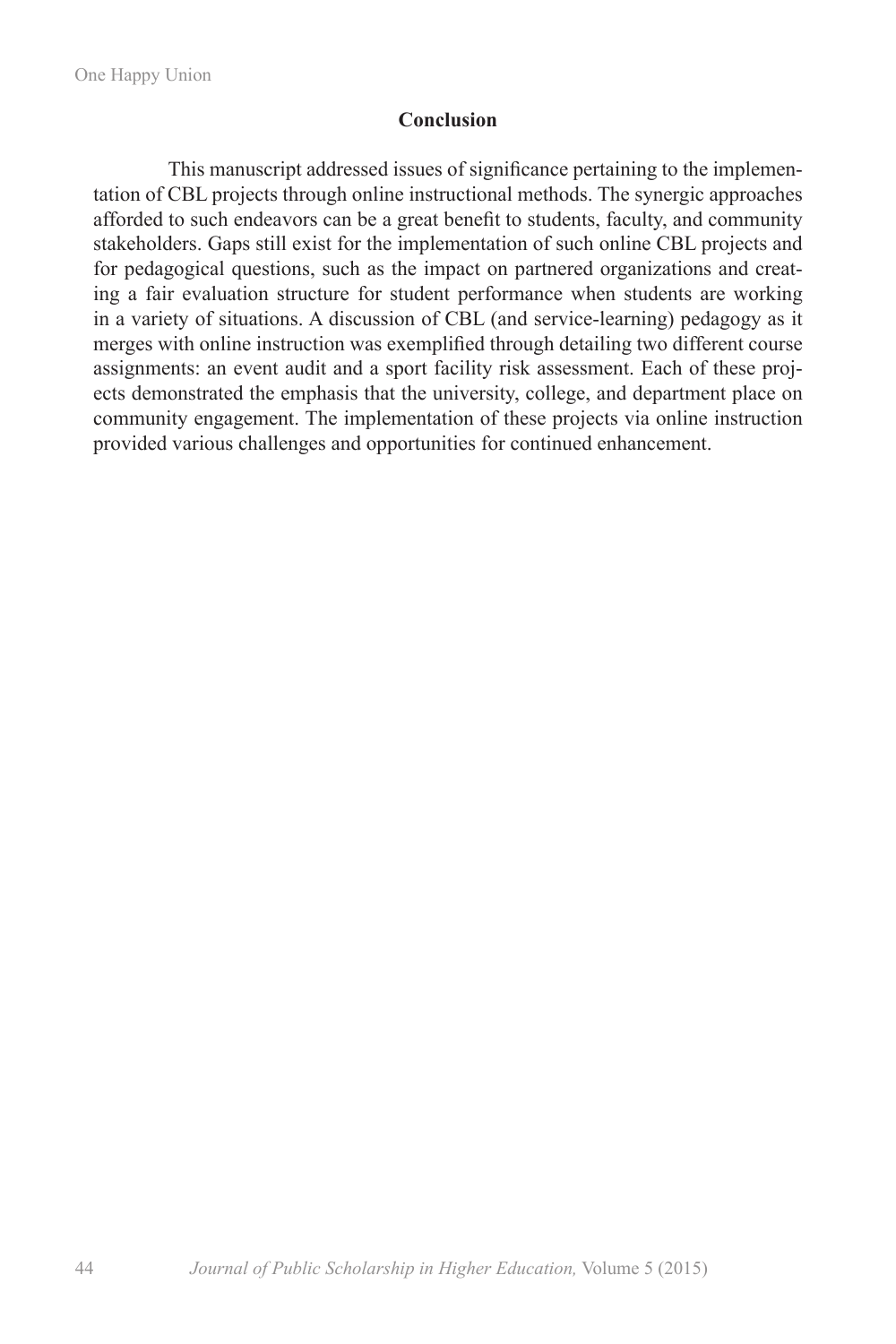## Conclusion

This manuscript addressed issues of significance pertaining to the implementation of CBL projects through online instructional methods. The synergic approaches afforded to such endeavors can be a great benefit to students, faculty, and community stakeholders. Gaps still exist for the implementation of such online CBL projects and for pedagogical questions, such as the impact on partnered organizations and creating a fair evaluation structure for student performance when students are working in a variety of situations. A discussion of CBL (and service-learning) pedagogy as it merges with online instruction was exemplified through detailing two different course assignments: an event audit and a sport facility risk assessment. Each of these projects demonstrated the emphasis that the university, college, and department place on community engagement. The implementation of these projects via online instruction provided various challenges and opportunities for continued enhancement.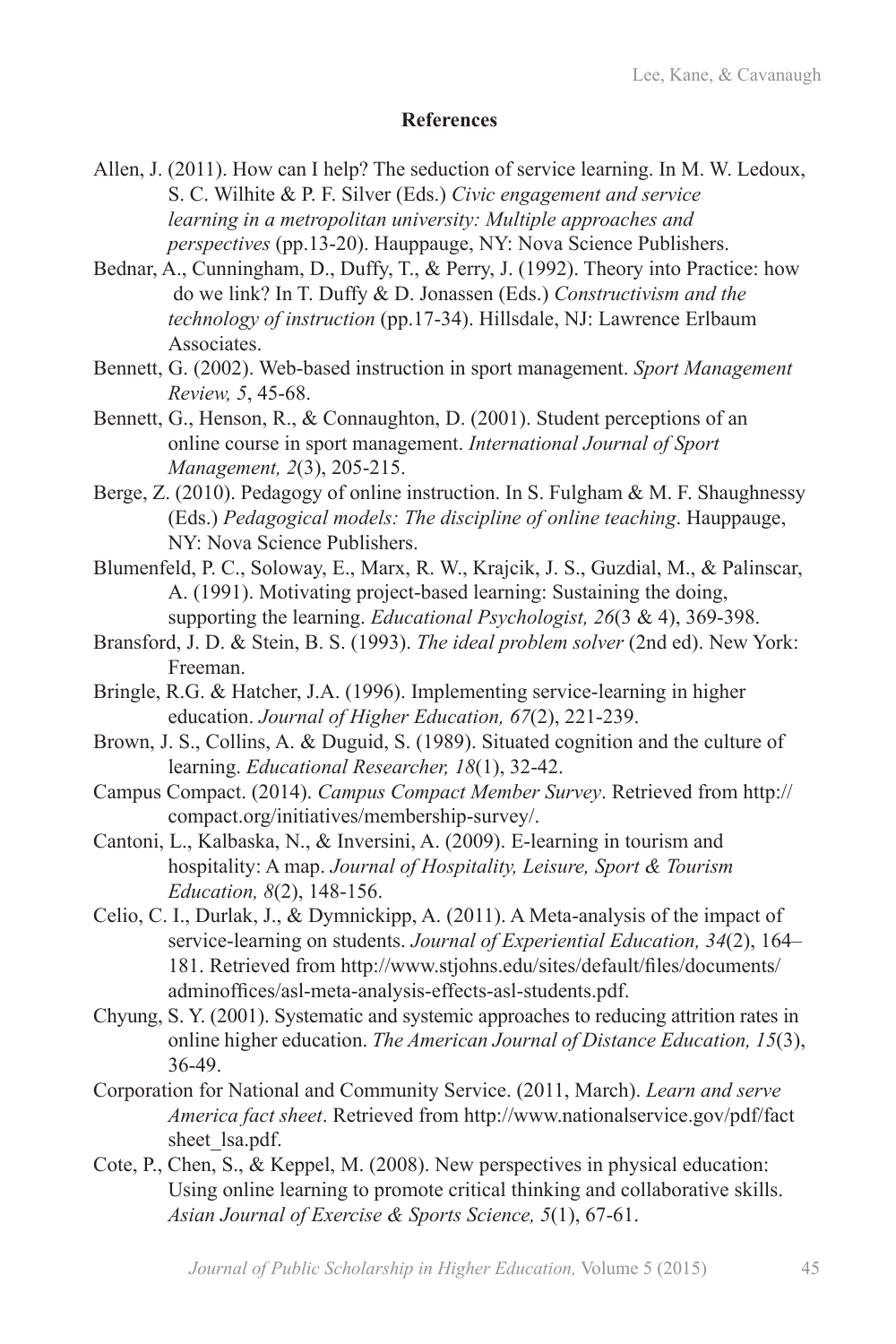## References

Allen, J. (2011). How can I help? The seduction of service learning. In M. W. Ledoux, S. C. Wilhite & P. F. Silver (Eds.) *Civic engagement and service learning in a metropolitan university: Multiple approaches and perspectives* (pp.13-20). Hauppauge, NY: Nova Science Publishers.

Bednar, A., Cunningham, D., Duffy, T., & Perry, J. (1992). Theory into Practice: how do we link? In T. Duffy & D. Jonassen (Eds.) *Constructivism and the technology of instruction* (pp.17-34). Hillsdale, NJ: Lawrence Erlbaum Associates.

Bennett, G. (2002). Web-based instruction in sport management. *Sport Management Review, 5*, 45-68.

Bennett, G., Henson, R., & Connaughton, D. (2001). Student perceptions of an online course in sport management. *International Journal of Sport Management, 2*(3), 205-215.

Berge, Z. (2010). Pedagogy of online instruction. In S. Fulgham & M. F. Shaughnessy (Eds.) *Pedagogical models: The discipline of online teaching*. Hauppauge, NY: Nova Science Publishers.

Blumenfeld, P. C., Soloway, E., Marx, R. W., Krajcik, J. S., Guzdial, M., & Palinscar, A. (1991). Motivating project-based learning: Sustaining the doing, supporting the learning. *Educational Psychologist, 26*(3 & 4), 369-398.

Bransford, J. D. & Stein, B. S. (1993). *The ideal problem solver* (2nd ed). New York: Freeman.

Bringle, R.G. & Hatcher, J.A. (1996). Implementing service-learning in higher education. *Journal of Higher Education, 67*(2), 221-239.

Brown, J. S., Collins, A. & Duguid, S. (1989). Situated cognition and the culture of learning. *Educational Researcher, 18*(1), 32-42.

Campus Compact. (2014). *Campus Compact Member Survey*. Retrieved from http://compact.org/initiatives/membership-survey/.

Cantoni, L., Kalbaska, N., & Inversini, A. (2009). E-learning in tourism and hospitality: A map. *Journal of Hospitality, Leisure, Sport & Tourism Education, 8*(2), 148-156.

Celio, C. I., Durlak, J., & Dymnickipp, A. (2011). A Meta-analysis of the impact of service-learning on students. *Journal of Experiential Education, 34*(2), 164–181. Retrieved from http://www.stjohns.edu/sites/default/files/documents/adminoffices/asl-meta-analysis-effects-asl-students.pdf.

Chyung, S. Y. (2001). Systematic and systemic approaches to reducing attrition rates in online higher education. *The American Journal of Distance Education, 15*(3), 36-49.

Corporation for National and Community Service. (2011, March). *Learn and serve America fact sheet*. Retrieved from http://www.nationalservice.gov/pdf/fact sheet_lsa.pdf.

Cote, P., Chen, S., & Keppel, M. (2008). New perspectives in physical education: Using online learning to promote critical thinking and collaborative skills. *Asian Journal of Exercise & Sports Science, 5*(1), 67-61.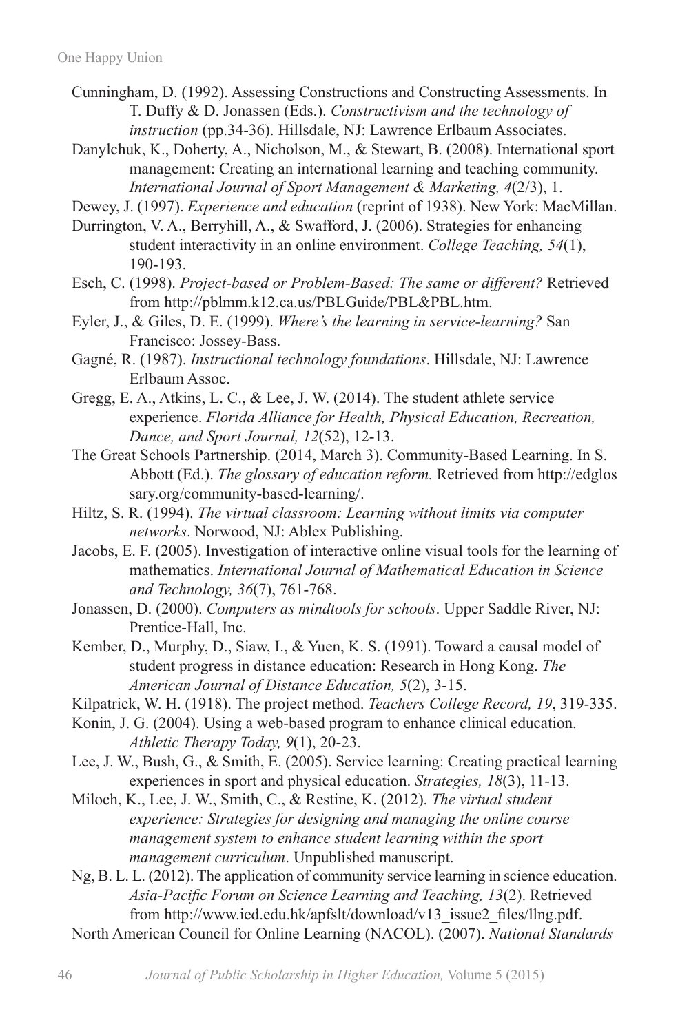Cunningham, D. (1992). Assessing Constructions and Constructing Assessments. In T. Duffy & D. Jonassen (Eds.). *Constructivism and the technology of instruction* (pp.34-36). Hillsdale, NJ: Lawrence Erlbaum Associates.

Danylchuk, K., Doherty, A., Nicholson, M., & Stewart, B. (2008). International sport management: Creating an international learning and teaching community. *International Journal of Sport Management & Marketing, 4*(2/3), 1.

Dewey, J. (1997). *Experience and education* (reprint of 1938). New York: MacMillan.

Durrington, V. A., Berryhill, A., & Swafford, J. (2006). Strategies for enhancing student interactivity in an online environment. *College Teaching, 54*(1), 190-193.

Esch, C. (1998). *Project-based or Problem-Based: The same or different?* Retrieved from http://pblmm.k12.ca.us/PBLGuide/PBL&PBL.htm.

Eyler, J., & Giles, D. E. (1999). *Where's the learning in service-learning?* San Francisco: Jossey-Bass.

Gagné, R. (1987). *Instructional technology foundations*. Hillsdale, NJ: Lawrence Erlbaum Assoc.

Gregg, E. A., Atkins, L. C., & Lee, J. W. (2014). The student athlete service experience. *Florida Alliance for Health, Physical Education, Recreation, Dance, and Sport Journal, 12*(52), 12-13.

The Great Schools Partnership. (2014, March 3). Community-Based Learning. In S. Abbott (Ed.). *The glossary of education reform.* Retrieved from http://edglossary.org/community-based-learning/.

Hiltz, S. R. (1994). *The virtual classroom: Learning without limits via computer networks*. Norwood, NJ: Ablex Publishing.

Jacobs, E. F. (2005). Investigation of interactive online visual tools for the learning of mathematics. *International Journal of Mathematical Education in Science and Technology, 36*(7), 761-768.

Jonassen, D. (2000). *Computers as mindtools for schools*. Upper Saddle River, NJ: Prentice-Hall, Inc.

Kember, D., Murphy, D., Siaw, I., & Yuen, K. S. (1991). Toward a causal model of student progress in distance education: Research in Hong Kong. *The American Journal of Distance Education, 5*(2), 3-15.

Kilpatrick, W. H. (1918). The project method. *Teachers College Record, 19*, 319-335.

Konin, J. G. (2004). Using a web-based program to enhance clinical education. *Athletic Therapy Today, 9*(1), 20-23.

Lee, J. W., Bush, G., & Smith, E. (2005). Service learning: Creating practical learning experiences in sport and physical education. *Strategies, 18*(3), 11-13.

Miloch, K., Lee, J. W., Smith, C., & Restine, K. (2012). *The virtual student experience: Strategies for designing and managing the online course management system to enhance student learning within the sport management curriculum*. Unpublished manuscript.

Ng, B. L. L. (2012). The application of community service learning in science education. *Asia-Pacific Forum on Science Learning and Teaching, 13*(2). Retrieved from http://www.ied.edu.hk/apfslt/download/v13_issue2_files/llng.pdf.

North American Council for Online Learning (NACOL). (2007). *National Standards*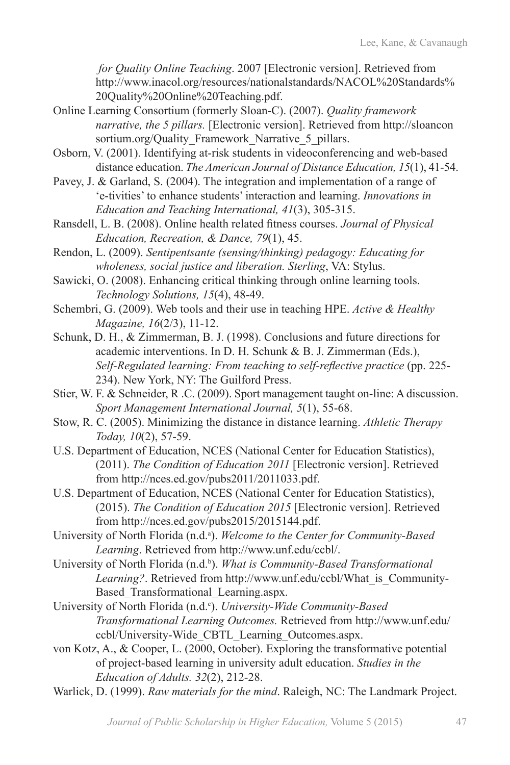*for Quality Online Teaching*. 2007 [Electronic version]. Retrieved from http://www.inacol.org/resources/nationalstandards/NACOL%20Standards%20Quality%20Online%20Teaching.pdf.

Online Learning Consortium (formerly Sloan-C). (2007). *Quality framework narrative, the 5 pillars.* [Electronic version]. Retrieved from http://sloanconsortium.org/Quality_Framework_Narrative_5_pillars.

Osborn, V. (2001). Identifying at-risk students in videoconferencing and web-based distance education. *The American Journal of Distance Education, 15*(1), 41-54.

Pavey, J. & Garland, S. (2004). The integration and implementation of a range of 'e-tivities' to enhance students' interaction and learning. *Innovations in Education and Teaching International, 41*(3), 305-315.

Ransdell, L. B. (2008). Online health related fitness courses. *Journal of Physical Education, Recreation, & Dance, 79*(1), 45.

Rendon, L. (2009). *Sentipentsante (sensing/thinking) pedagogy: Educating for wholeness, social justice and liberation. Sterling*, VA: Stylus.

Sawicki, O. (2008). Enhancing critical thinking through online learning tools. *Technology Solutions, 15*(4), 48-49.

Schembri, G. (2009). Web tools and their use in teaching HPE. *Active & Healthy Magazine, 16*(2/3), 11-12.

Schunk, D. H., & Zimmerman, B. J. (1998). Conclusions and future directions for academic interventions. In D. H. Schunk & B. J. Zimmerman (Eds.), *Self-Regulated learning: From teaching to self-reflective practice* (pp. 225-234). New York, NY: The Guilford Press.

Stier, W. F. & Schneider, R .C. (2009). Sport management taught on-line: A discussion. *Sport Management International Journal, 5*(1), 55-68.

Stow, R. C. (2005). Minimizing the distance in distance learning. *Athletic Therapy Today, 10*(2), 57-59.

U.S. Department of Education, NCES (National Center for Education Statistics), (2011). *The Condition of Education 2011* [Electronic version]. Retrieved from http://nces.ed.gov/pubs2011/2011033.pdf.

U.S. Department of Education, NCES (National Center for Education Statistics), (2015). *The Condition of Education 2015* [Electronic version]. Retrieved from http://nces.ed.gov/pubs2015/2015144.pdf.

University of North Florida (n.d.[a]). *Welcome to the Center for Community-Based Learning*. Retrieved from http://www.unf.edu/ccbl/.

University of North Florida (n.d.[b]). *What is Community-Based Transformational Learning?*. Retrieved from http://www.unf.edu/ccbl/What_is_Community-Based_Transformational_Learning.aspx.

University of North Florida (n.d.[c]). *University-Wide Community-Based Transformational Learning Outcomes.* Retrieved from http://www.unf.edu/ccbl/University-Wide_CBTL_Learning_Outcomes.aspx.

von Kotz, A., & Cooper, L. (2000, October). Exploring the transformative potential of project-based learning in university adult education. *Studies in the Education of Adults. 32*(2), 212-28.

Warlick, D. (1999). *Raw materials for the mind*. Raleigh, NC: The Landmark Project.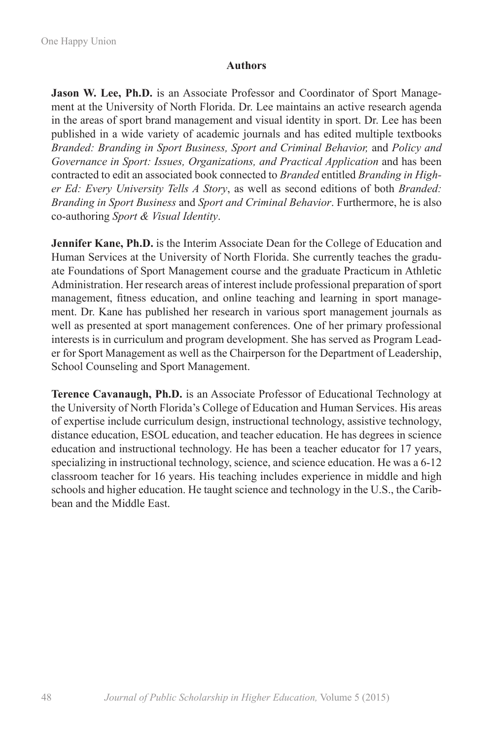## Authors

**Jason W. Lee, Ph.D.** is an Associate Professor and Coordinator of Sport Management at the University of North Florida. Dr. Lee maintains an active research agenda in the areas of sport brand management and visual identity in sport. Dr. Lee has been published in a wide variety of academic journals and has edited multiple textbooks *Branded: Branding in Sport Business, Sport and Criminal Behavior,* and *Policy and Governance in Sport: Issues, Organizations, and Practical Application* and has been contracted to edit an associated book connected to *Branded* entitled *Branding in Higher Ed: Every University Tells A Story*, as well as second editions of both *Branded: Branding in Sport Business* and *Sport and Criminal Behavior*. Furthermore, he is also co-authoring *Sport & Visual Identity*.

**Jennifer Kane, Ph.D.** is the Interim Associate Dean for the College of Education and Human Services at the University of North Florida. She currently teaches the graduate Foundations of Sport Management course and the graduate Practicum in Athletic Administration. Her research areas of interest include professional preparation of sport management, fitness education, and online teaching and learning in sport management. Dr. Kane has published her research in various sport management journals as well as presented at sport management conferences. One of her primary professional interests is in curriculum and program development. She has served as Program Leader for Sport Management as well as the Chairperson for the Department of Leadership, School Counseling and Sport Management.

**Terence Cavanaugh, Ph.D.** is an Associate Professor of Educational Technology at the University of North Florida's College of Education and Human Services. His areas of expertise include curriculum design, instructional technology, assistive technology, distance education, ESOL education, and teacher education. He has degrees in science education and instructional technology. He has been a teacher educator for 17 years, specializing in instructional technology, science, and science education. He was a 6-12 classroom teacher for 16 years. His teaching includes experience in middle and high schools and higher education. He taught science and technology in the U.S., the Caribbean and the Middle East.